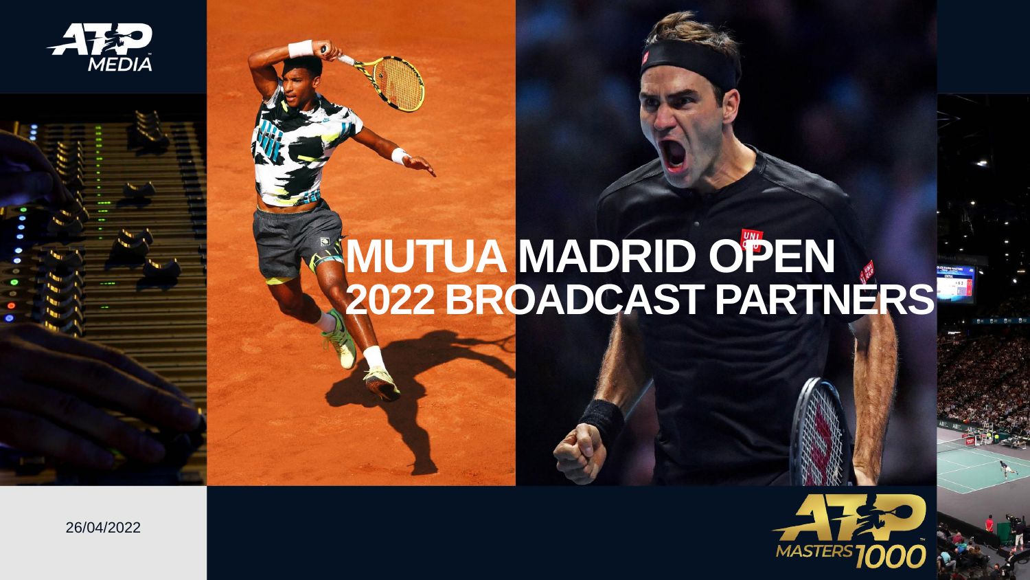# MUTUA MADRID OPEN 2022 BROADCAST PARTNERS

26/04/2022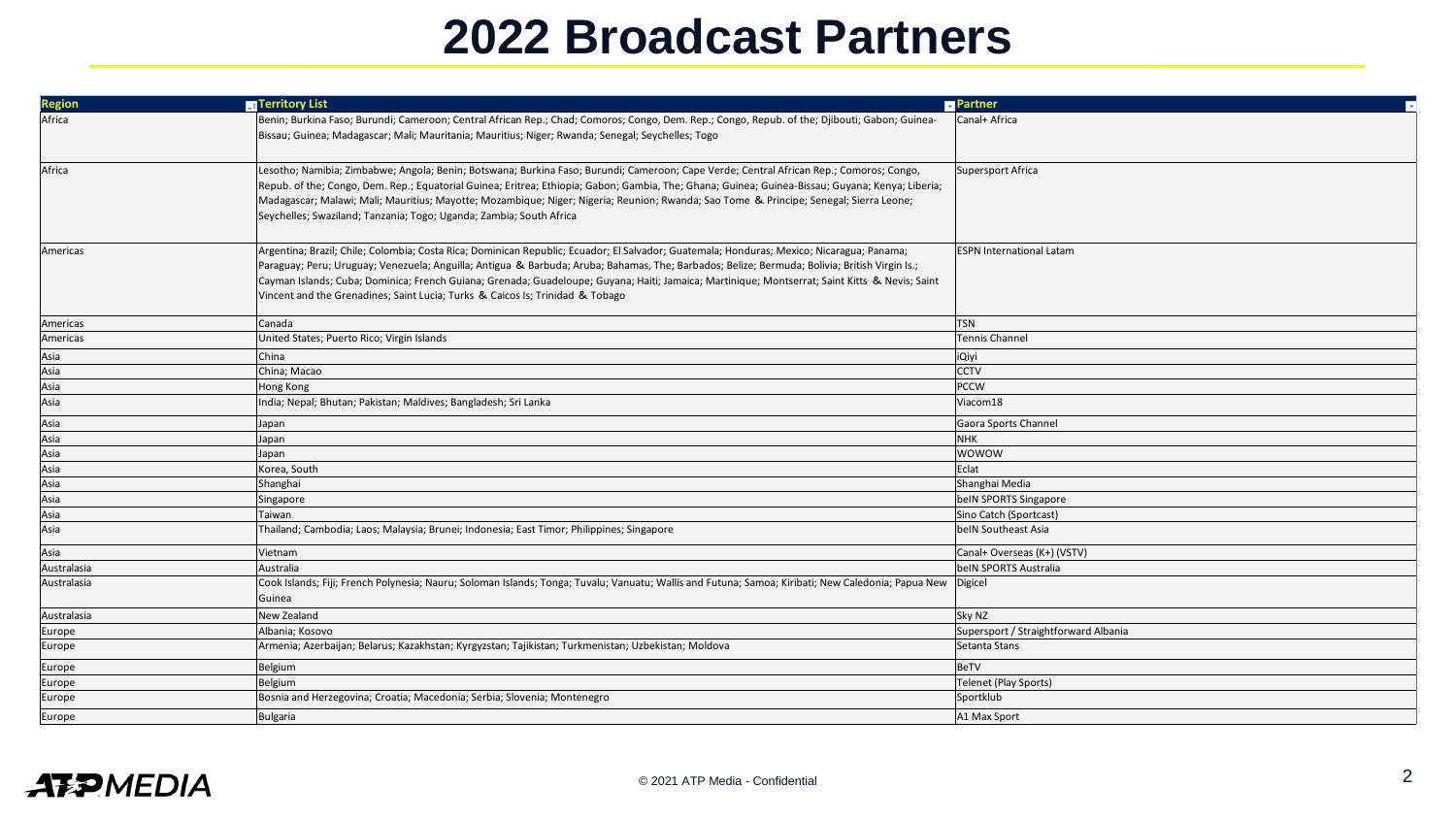# 2022 Broadcast Partners

| Region | Territory List | Partner |
|---|---|---|
| Africa | Benin; Burkina Faso; Burundi; Cameroon; Central African Rep.; Chad; Comoros; Congo, Dem. Rep.; Congo, Repub. of the; Djibouti; Gabon; Guinea-Bissau; Guinea; Madagascar; Mali; Mauritania; Mauritius; Niger; Rwanda; Senegal; Seychelles; Togo | Canal+ Africa |
| Africa | Lesotho; Namibia; Zimbabwe; Angola; Benin; Botswana; Burkina Faso; Burundi; Cameroon; Cape Verde; Central African Rep.; Comoros; Congo, Repub. of the; Congo, Dem. Rep.; Equatorial Guinea; Eritrea; Ethiopia; Gabon; Gambia, The; Ghana; Guinea; Guinea-Bissau; Guyana; Kenya; Liberia; Madagascar; Malawi; Mali; Mauritius; Mayotte; Mozambique; Niger; Nigeria; Reunion; Rwanda; Sao Tome & Principe; Senegal; Sierra Leone; Seychelles; Swaziland; Tanzania; Togo; Uganda; Zambia; South Africa | Supersport Africa |
| Americas | Argentina; Brazil; Chile; Colombia; Costa Rica; Dominican Republic; Ecuador; El Salvador; Guatemala; Honduras; Mexico; Nicaragua; Panama; Paraguay; Peru; Uruguay; Venezuela; Anguilla; Antigua & Barbuda; Aruba; Bahamas, The; Barbados; Belize; Bermuda; Bolivia; British Virgin Is.; Cayman Islands; Cuba; Dominica; French Guiana; Grenada; Guadeloupe; Guyana; Haiti; Jamaica; Martinique; Montserrat; Saint Kitts & Nevis; Saint Vincent and the Grenadines; Saint Lucia; Turks & Caicos Is; Trinidad & Tobago | ESPN International Latam |
| Americas | Canada | TSN |
| Americas | United States; Puerto Rico; Virgin Islands | Tennis Channel |
| Asia | China | iQiyi |
| Asia | China; Macao | CCTV |
| Asia | Hong Kong | PCCW |
| Asia | India; Nepal; Bhutan; Pakistan; Maldives; Bangladesh; Sri Lanka | Viacom18 |
| Asia | Japan | Gaora Sports Channel |
| Asia | Japan | NHK |
| Asia | Japan | WOWOW |
| Asia | Korea, South | Eclat |
| Asia | Shanghai | Shanghai Media |
| Asia | Singapore | beIN SPORTS Singapore |
| Asia | Taiwan | Sino Catch (Sportcast) |
| Asia | Thailand; Cambodia; Laos; Malaysia; Brunei; Indonesia; East Timor; Philippines; Singapore | beIN Southeast Asia |
| Asia | Vietnam | Canal+ Overseas (K+) (VSTV) |
| Australasia | Australia | beIN SPORTS Australia |
| Australasia | Cook Islands; Fiji; French Polynesia; Nauru; Soloman Islands; Tonga; Tuvalu; Vanuatu; Wallis and Futuna; Samoa; Kiribati; New Caledonia; Papua New Guinea | Digicel |
| Australasia | New Zealand | Sky NZ |
| Europe | Albania; Kosovo | Supersport / Straightforward Albania |
| Europe | Armenia; Azerbaijan; Belarus; Kazakhstan; Kyrgyzstan; Tajikistan; Turkmenistan; Uzbekistan; Moldova | Setanta Stans |
| Europe | Belgium | BeTV |
| Europe | Belgium | Telenet (Play Sports) |
| Europe | Bosnia and Herzegovina; Croatia; Macedonia; Serbia; Slovenia; Montenegro | Sportklub |
| Europe | Bulgaria | A1 Max Sport |

© 2021 ATP Media - Confidential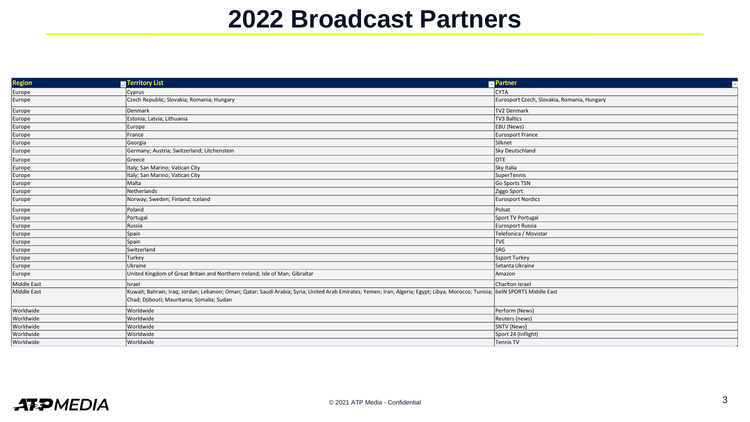# 2022 Broadcast Partners

| Region | Territory List | Partner |
|---|---|---|
| Europe | Cyprus | CYTA |
| Europe | Czech Republic; Slovakia; Romania; Hungary | Eurosport Czech, Slovakia, Romania, Hungary |
| Europe | Denmark | TV2 Denmark |
| Europe | Estonia; Latvia; Lithuania | TV3 Baltics |
| Europe | Europe | EBU (News) |
| Europe | France | Eurosport France |
| Europe | Georgia | Silknet |
| Europe | Germany; Austria; Switzerland; Litchenstein | Sky Deutschland |
| Europe | Greece | OTE |
| Europe | Italy; San Marino; Vatican City | Sky Italia |
| Europe | Italy; San Marino; Vatican City | SuperTennis |
| Europe | Malta | Go Sports TSN |
| Europe | Netherlands | Ziggo Sport |
| Europe | Norway; Sweden; Finland; Iceland | Eurosport Nordics |
| Europe | Poland | Polsat |
| Europe | Portugal | Sport TV Portugal |
| Europe | Russia | Eurosport Russia |
| Europe | Spain | Telefonica / Movistar |
| Europe | Spain | TVE |
| Europe | Switzerland | SRG |
| Europe | Turkey | Ssport Turkey |
| Europe | Ukraine | Setanta Ukraine |
| Europe | United Kingdom of Great Britain and Northern Ireland; Isle of Man; Gibraltar | Amazon |
| Middle East | Israel | Charlton Israel |
| Middle East | Kuwait; Bahrain; Iraq; Jordan; Lebanon; Oman; Qatar; Saudi Arabia; Syria; United Arab Emirates; Yemen; Iran; Algeria; Egypt; Libya; Morocco; Tunisia; Chad; Djibouti; Mauritania; Somalia; Sudan | beIN SPORTS Middle East |
| Worldwide | Worldwide | Perform (News) |
| Worldwide | Worldwide | Reuters (news) |
| Worldwide | Worldwide | SNTV (News) |
| Worldwide | Worldwide | Sport 24 (Inflight) |
| Worldwide | Worldwide | Tennis TV |

ATP MEDIA

© 2021 ATP Media - Confidential